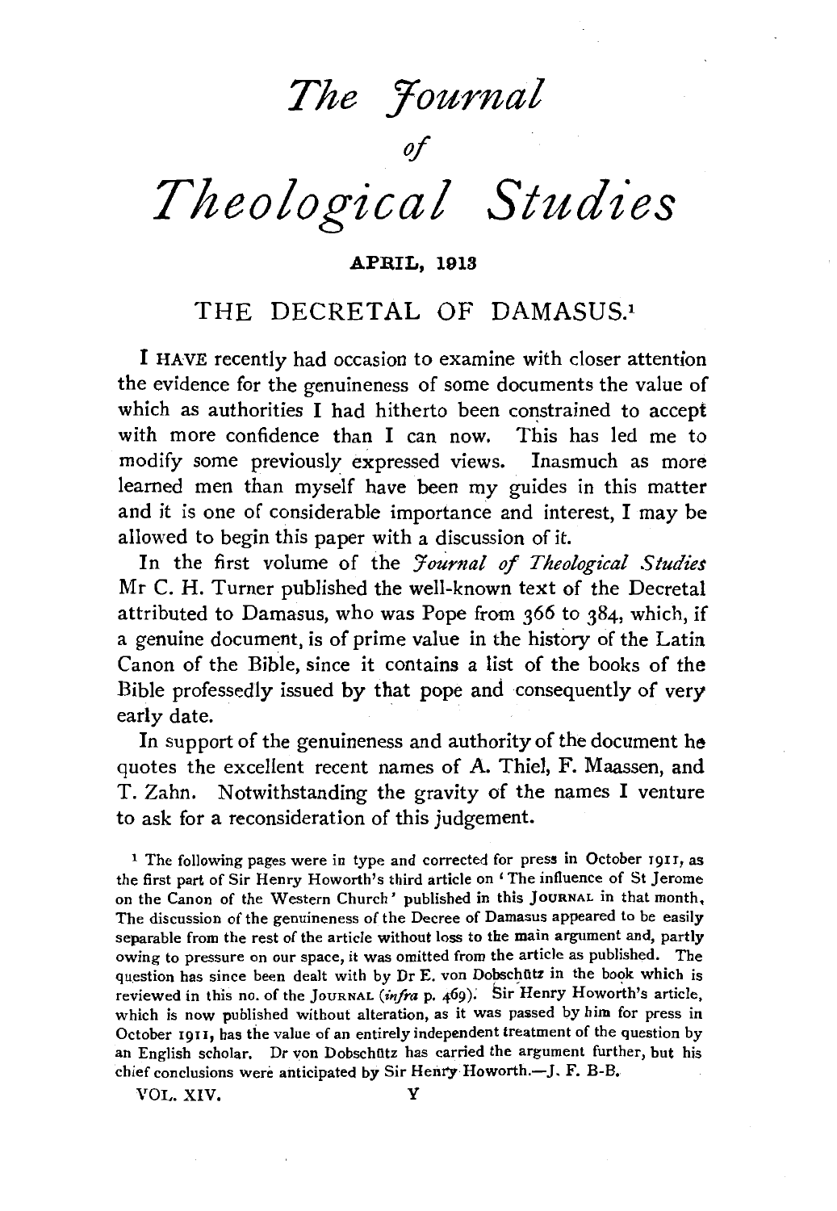# *The Journal of Theological Studies*

**APRIL, 1913**

## THE DECRETAL OF DAMASUS.[1]

I HAVE recently had occasion to examine with closer attention the evidence for the genuineness of some documents the value of which as authorities I had hitherto been constrained to accept with more confidence than I can now. This has led me to modify some previously expressed views. Inasmuch as more learned men than myself have been my guides in this matter and it is one of considerable importance and interest, I may be allowed to begin this paper with a discussion of it.

In the first volume of the *Journal of Theological Studies* Mr C. H. Turner published the well-known text of the Decretal attributed to Damasus, who was Pope from 366 to 384, which, if a genuine document, is of prime value in the history of the Latin Canon of the Bible, since it contains a list of the books of the Bible professedly issued by that pope and consequently of very early date.

In support of the genuineness and authority of the document he quotes the excellent recent names of A. Thiel, F. Maassen, and T. Zahn. Notwithstanding the gravity of the names I venture to ask for a reconsideration of this judgement.

[1] The following pages were in type and corrected for press in October 1911, as the first part of Sir Henry Howorth's third article on 'The influence of St Jerome on the Canon of the Western Church' published in this JOURNAL in that month. The discussion of the genuineness of the Decree of Damasus appeared to be easily separable from the rest of the article without loss to the main argument and, partly owing to pressure on our space, it was omitted from the article as published. The question has since been dealt with by Dr E. von Dobschütz in the book which is reviewed in this no. of the JOURNAL (*infra* p. 469). Sir Henry Howorth's article, which is now published without alteration, as it was passed by him for press in October 1911, has the value of an entirely independent treatment of the question by an English scholar. Dr von Dobschütz has carried the argument further, but his chief conclusions were anticipated by Sir Henry Howorth.—J. F. B-B.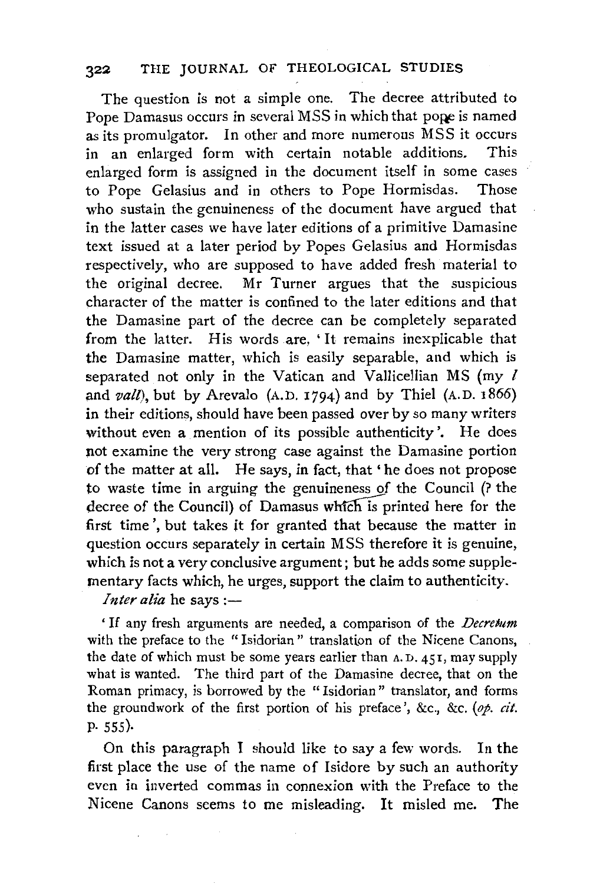The question is not a simple one. The decree attributed to Pope Damasus occurs in several MSS in which that pope is named as its promulgator. In other and more numerous MSS it occurs in an enlarged form with certain notable additions. This enlarged form is assigned in the document itself in some cases to Pope Gelasius and in others to Pope Hormisdas. Those who sustain the genuineness of the document have argued that in the latter cases we have later editions of a primitive Damasine text issued at a later period by Popes Gelasius and Hormisdas respectively, who are supposed to have added fresh material to the original decree. Mr Turner argues that the suspicious character of the matter is confined to the later editions and that the Damasine part of the decree can be completely separated from the latter. His words are, 'It remains inexplicable that the Damasine matter, which is easily separable, and which is separated not only in the Vatican and Vallicellian MS (my *l* and *vall*), but by Arevalo (A.D. 1794) and by Thiel (A.D. 1866) in their editions, should have been passed over by so many writers without even a mention of its possible authenticity'. He does not examine the very strong case against the Damasine portion of the matter at all. He says, in fact, that 'he does not propose to waste time in arguing the genuineness of the Council (? the decree of the Council) of Damasus which is printed here for the first time', but takes it for granted that because the matter in question occurs separately in certain MSS therefore it is genuine, which is not a very conclusive argument; but he adds some supplementary facts which, he urges, support the claim to authenticity.

*Inter alia* he says :—

> 'If any fresh arguments are needed, a comparison of the *Decretum* with the preface to the "Isidorian" translation of the Nicene Canons, the date of which must be some years earlier than A.D. 451, may supply what is wanted. The third part of the Damasine decree, that on the Roman primacy, is borrowed by the "Isidorian" translator, and forms the groundwork of the first portion of his preface', &c., &c. (*op. cit.* p. 555).

On this paragraph I should like to say a few words. In the first place the use of the name of Isidore by such an authority even in inverted commas in connexion with the Preface to the Nicene Canons seems to me misleading. It misled me. The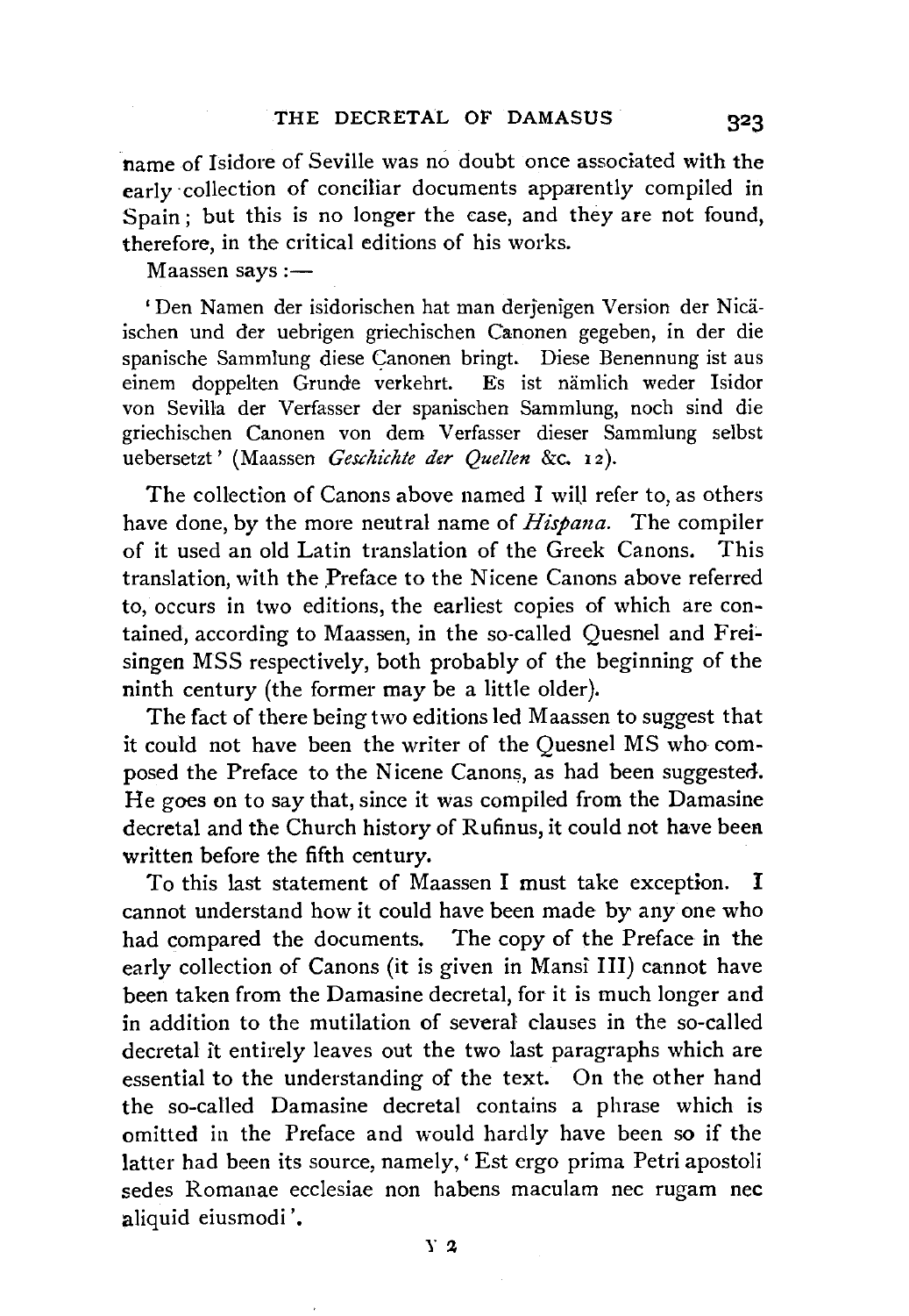name of Isidore of Seville was no doubt once associated with the early collection of conciliar documents apparently compiled in Spain; but this is no longer the case, and they are not found, therefore, in the critical editions of his works.

Maassen says:—

'Den Namen der isidorischen hat man derjenigen Version der Nicäischen und der uebrigen griechischen Canonen gegeben, in der die spanische Sammlung diese Canonen bringt. Diese Benennung ist aus einem doppelten Grunde verkehrt. Es ist nämlich weder Isidor von Sevilla der Verfasser der spanischen Sammlung, noch sind die griechischen Canonen von dem Verfasser dieser Sammlung selbst uebersetzt' (Maassen *Geschichte der Quellen* &c. 12).

The collection of Canons above named I will refer to, as others have done, by the more neutral name of *Hispana*. The compiler of it used an old Latin translation of the Greek Canons. This translation, with the Preface to the Nicene Canons above referred to, occurs in two editions, the earliest copies of which are contained, according to Maassen, in the so-called Quesnel and Freisingen MSS respectively, both probably of the beginning of the ninth century (the former may be a little older).

The fact of there being two editions led Maassen to suggest that it could not have been the writer of the Quesnel MS who composed the Preface to the Nicene Canons, as had been suggested. He goes on to say that, since it was compiled from the Damasine decretal and the Church history of Rufinus, it could not have been written before the fifth century.

To this last statement of Maassen I must take exception. I cannot understand how it could have been made by any one who had compared the documents. The copy of the Preface in the early collection of Canons (it is given in Mansi III) cannot have been taken from the Damasine decretal, for it is much longer and in addition to the mutilation of several clauses in the so-called decretal it entirely leaves out the two last paragraphs which are essential to the understanding of the text. On the other hand the so-called Damasine decretal contains a phrase which is omitted in the Preface and would hardly have been so if the latter had been its source, namely, 'Est ergo prima Petri apostoli sedes Romanae ecclesiae non habens maculam nec rugam nec aliquid eiusmodi'.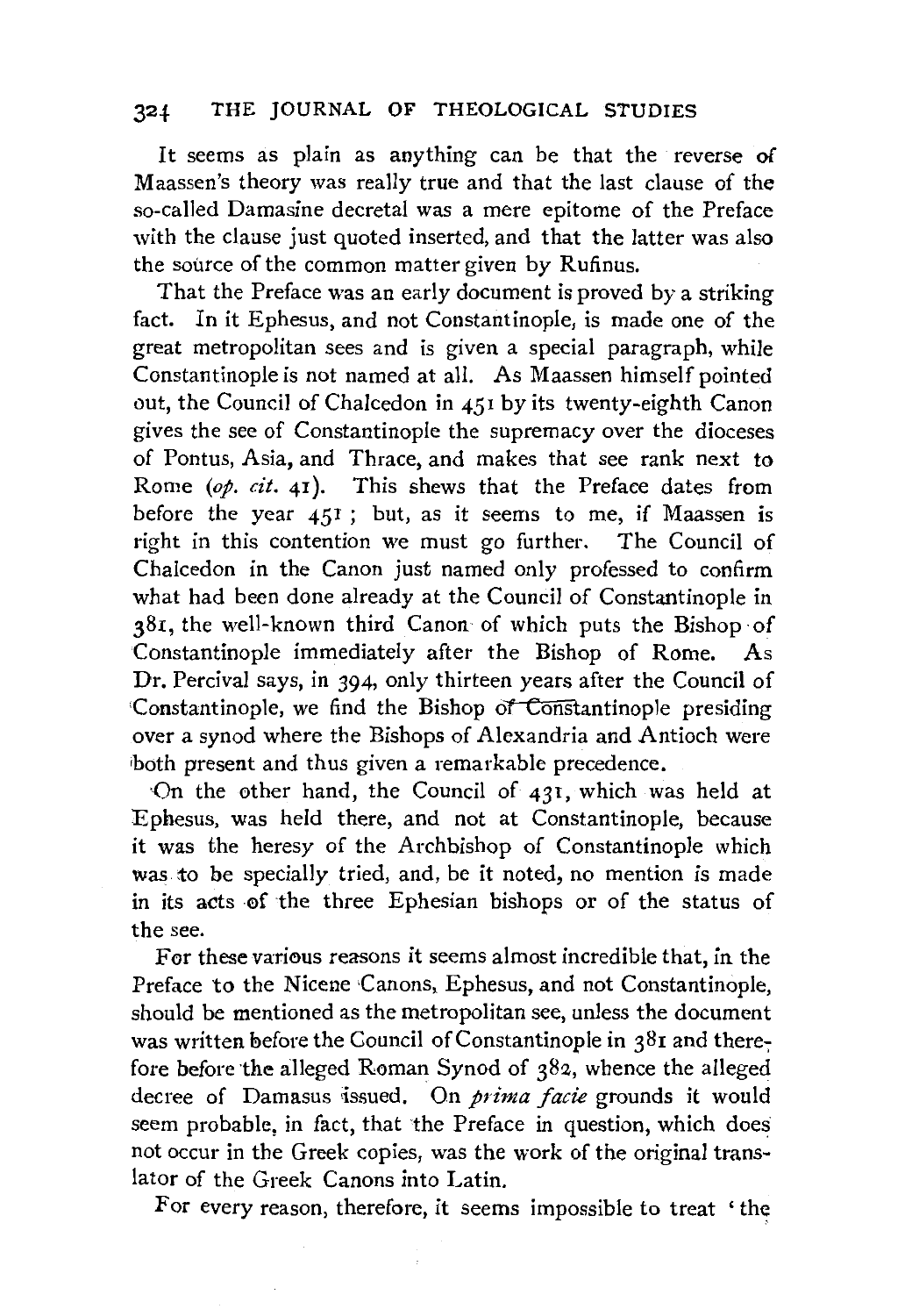It seems as plain as anything can be that the reverse of Maassen's theory was really true and that the last clause of the so-called Damasine decretal was a mere epitome of the Preface with the clause just quoted inserted, and that the latter was also the source of the common matter given by Rufinus.

That the Preface was an early document is proved by a striking fact. In it Ephesus, and not Constantinople, is made one of the great metropolitan sees and is given a special paragraph, while Constantinople is not named at all. As Maassen himself pointed out, the Council of Chalcedon in 451 by its twenty-eighth Canon gives the see of Constantinople the supremacy over the dioceses of Pontus, Asia, and Thrace, and makes that see rank next to Rome (*op. cit.* 41). This shews that the Preface dates from before the year 451; but, as it seems to me, if Maassen is right in this contention we must go further. The Council of Chalcedon in the Canon just named only professed to confirm what had been done already at the Council of Constantinople in 381, the well-known third Canon of which puts the Bishop of Constantinople immediately after the Bishop of Rome. As Dr. Percival says, in 394, only thirteen years after the Council of Constantinople, we find the Bishop of Constantinople presiding over a synod where the Bishops of Alexandria and Antioch were both present and thus given a remarkable precedence.

On the other hand, the Council of 431, which was held at Ephesus, was held there, and not at Constantinople, because it was the heresy of the Archbishop of Constantinople which was to be specially tried, and, be it noted, no mention is made in its acts of the three Ephesian bishops or of the status of the see.

For these various reasons it seems almost incredible that, in the Preface to the Nicene Canons, Ephesus, and not Constantinople, should be mentioned as the metropolitan see, unless the document was written before the Council of Constantinople in 381 and therefore before the alleged Roman Synod of 382, whence the alleged decree of Damasus issued. On *prima facie* grounds it would seem probable, in fact, that the Preface in question, which does not occur in the Greek copies, was the work of the original translator of the Greek Canons into Latin.

For every reason, therefore, it seems impossible to treat 'the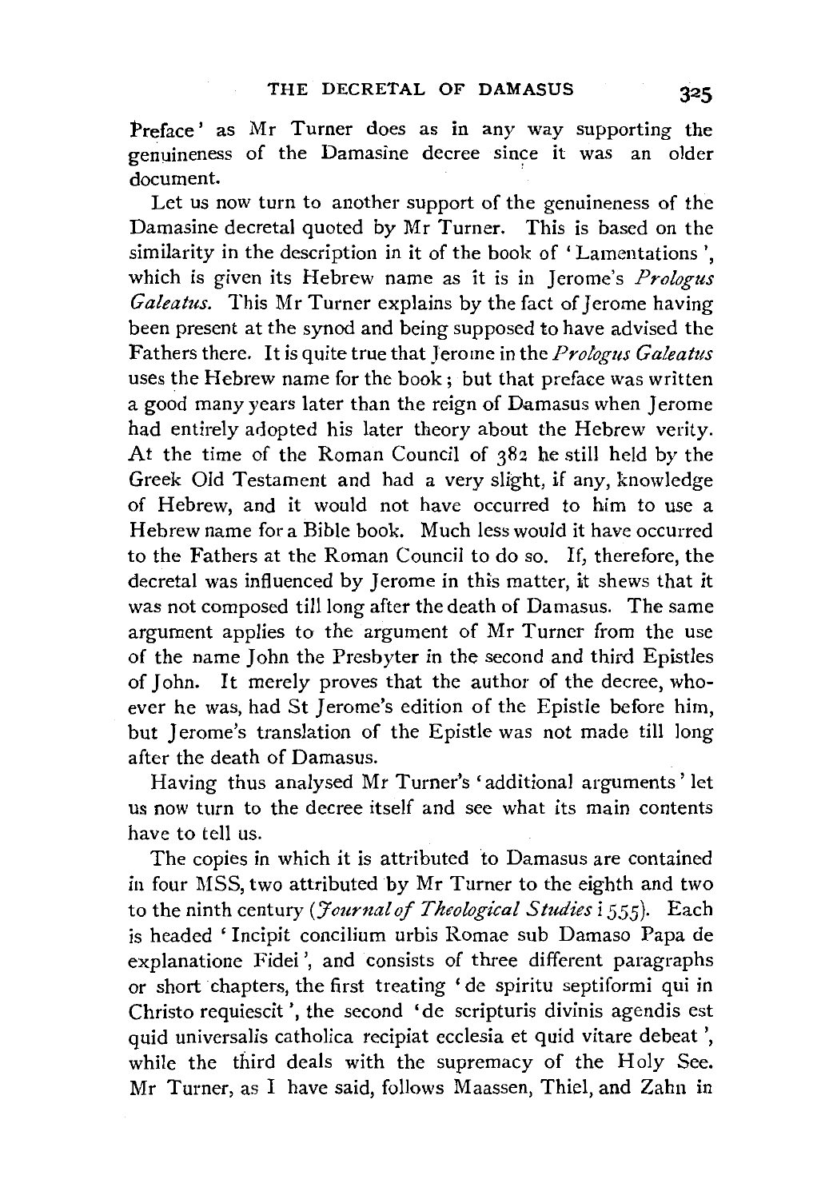Preface' as Mr Turner does as in any way supporting the genuineness of the Damasine decree since it was an older document.

Let us now turn to another support of the genuineness of the Damasine decretal quoted by Mr Turner. This is based on the similarity in the description in it of the book of 'Lamentations', which is given its Hebrew name as it is in Jerome's *Prologus Galeatus*. This Mr Turner explains by the fact of Jerome having been present at the synod and being supposed to have advised the Fathers there. It is quite true that Jerome in the *Prologus Galeatus* uses the Hebrew name for the book; but that preface was written a good many years later than the reign of Damasus when Jerome had entirely adopted his later theory about the Hebrew verity. At the time of the Roman Council of 382 he still held by the Greek Old Testament and had a very slight, if any, knowledge of Hebrew, and it would not have occurred to him to use a Hebrew name for a Bible book. Much less would it have occurred to the Fathers at the Roman Council to do so. If, therefore, the decretal was influenced by Jerome in this matter, it shews that it was not composed till long after the death of Damasus. The same argument applies to the argument of Mr Turner from the use of the name John the Presbyter in the second and third Epistles of John. It merely proves that the author of the decree, whoever he was, had St Jerome's edition of the Epistle before him, but Jerome's translation of the Epistle was not made till long after the death of Damasus.

Having thus analysed Mr Turner's 'additional arguments' let us now turn to the decree itself and see what its main contents have to tell us.

The copies in which it is attributed to Damasus are contained in four MSS, two attributed by Mr Turner to the eighth and two to the ninth century (*Journal of Theological Studies* i 555). Each is headed 'Incipit concilium urbis Romae sub Damaso Papa de explanatione Fidei', and consists of three different paragraphs or short chapters, the first treating 'de spiritu septiformi qui in Christo requiescit', the second 'de scripturis divinis agendis est quid universalis catholica recipiat ecclesia et quid vitare debeat', while the third deals with the supremacy of the Holy See. Mr Turner, as I have said, follows Maassen, Thiel, and Zahn in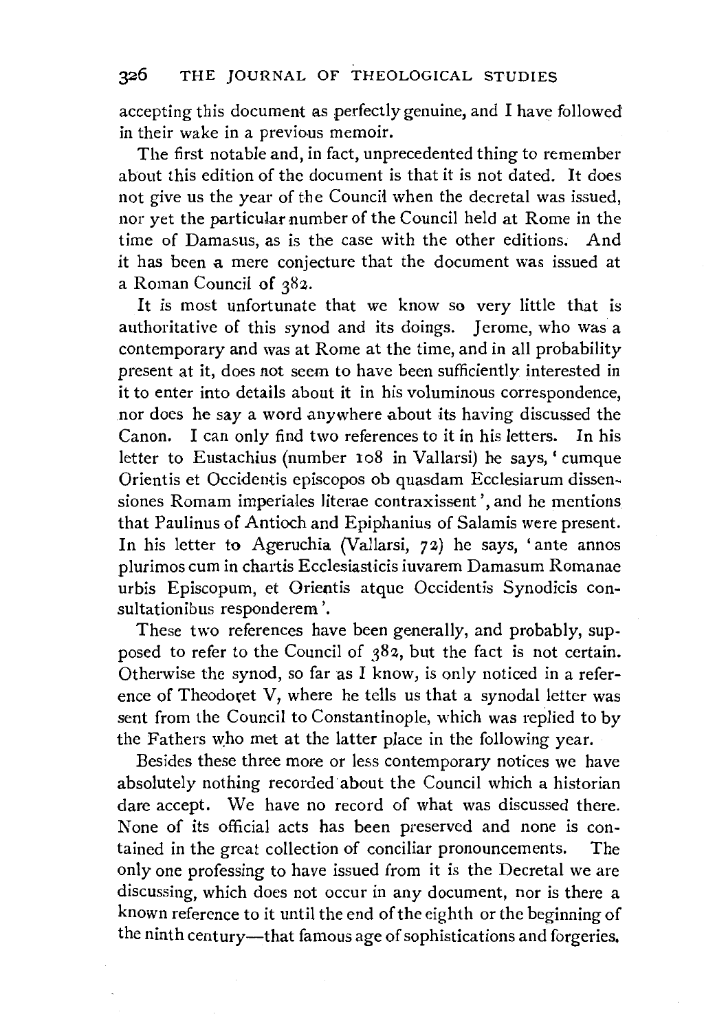accepting this document as perfectly genuine, and I have followed in their wake in a previous memoir.

The first notable and, in fact, unprecedented thing to remember about this edition of the document is that it is not dated. It does not give us the year of the Council when the decretal was issued, nor yet the particular number of the Council held at Rome in the time of Damasus, as is the case with the other editions. And it has been a mere conjecture that the document was issued at a Roman Council of 382.

It is most unfortunate that we know so very little that is authoritative of this synod and its doings. Jerome, who was a contemporary and was at Rome at the time, and in all probability present at it, does not seem to have been sufficiently interested in it to enter into details about it in his voluminous correspondence, nor does he say a word anywhere about its having discussed the Canon. I can only find two references to it in his letters. In his letter to Eustachius (number 108 in Vallarsi) he says, 'cumque Orientis et Occidentis episcopos ob quasdam Ecclesiarum dissensiones Romam imperiales literae contraxissent', and he mentions that Paulinus of Antioch and Epiphanius of Salamis were present. In his letter to Ageruchia (Vallarsi, 72) he says, 'ante annos plurimos cum in chartis Ecclesiasticis iuvarem Damasum Romanae urbis Episcopum, et Orientis atque Occidentis Synodicis consultationibus responderem'.

These two references have been generally, and probably, supposed to refer to the Council of 382, but the fact is not certain. Otherwise the synod, so far as I know, is only noticed in a reference of Theodoret V, where he tells us that a synodal letter was sent from the Council to Constantinople, which was replied to by the Fathers who met at the latter place in the following year.

Besides these three more or less contemporary notices we have absolutely nothing recorded about the Council which a historian dare accept. We have no record of what was discussed there. None of its official acts has been preserved and none is contained in the great collection of conciliar pronouncements. The only one professing to have issued from it is the Decretal we are discussing, which does not occur in any document, nor is there a known reference to it until the end of the eighth or the beginning of the ninth century—that famous age of sophistications and forgeries.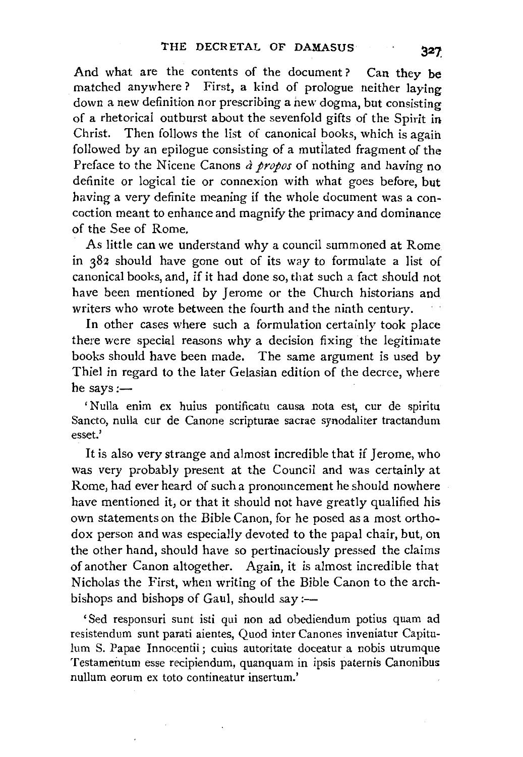And what are the contents of the document? Can they be matched anywhere? First, a kind of prologue neither laying down a new definition nor prescribing a new dogma, but consisting of a rhetorical outburst about the sevenfold gifts of the Spirit in Christ. Then follows the list of canonical books, which is again followed by an epilogue consisting of a mutilated fragment of the Preface to the Nicene Canons *à propos* of nothing and having no definite or logical tie or connexion with what goes before, but having a very definite meaning if the whole document was a concoction meant to enhance and magnify the primacy and dominance of the See of Rome.

As little can we understand why a council summoned at Rome in 382 should have gone out of its way to formulate a list of canonical books, and, if it had done so, that such a fact should not have been mentioned by Jerome or the Church historians and writers who wrote between the fourth and the ninth century.

In other cases where such a formulation certainly took place there were special reasons why a decision fixing the legitimate books should have been made. The same argument is used by Thiel in regard to the later Gelasian edition of the decree, where he says:—

'Nulla enim ex huius pontificatu causa nota est, cur de spiritu Sancto, nulla cur de Canone scripturae sacrae synodaliter tractandum esset.'

It is also very strange and almost incredible that if Jerome, who was very probably present at the Council and was certainly at Rome, had ever heard of such a pronouncement he should nowhere have mentioned it, or that it should not have greatly qualified his own statements on the Bible Canon, for he posed as a most orthodox person and was especially devoted to the papal chair, but, on the other hand, should have so pertinaciously pressed the claims of another Canon altogether. Again, it is almost incredible that Nicholas the First, when writing of the Bible Canon to the archbishops and bishops of Gaul, should say:—

'Sed responsuri sunt isti qui non ad obediendum potius quam ad resistendum sunt parati aientes, Quod inter Canones inveniatur Capitulum S. Papae Innocentii; cuius autoritate doceatur a nobis utrumque Testamentum esse recipiendum, quanquam in ipsis paternis Canonibus nullum eorum ex toto contineatur insertum.'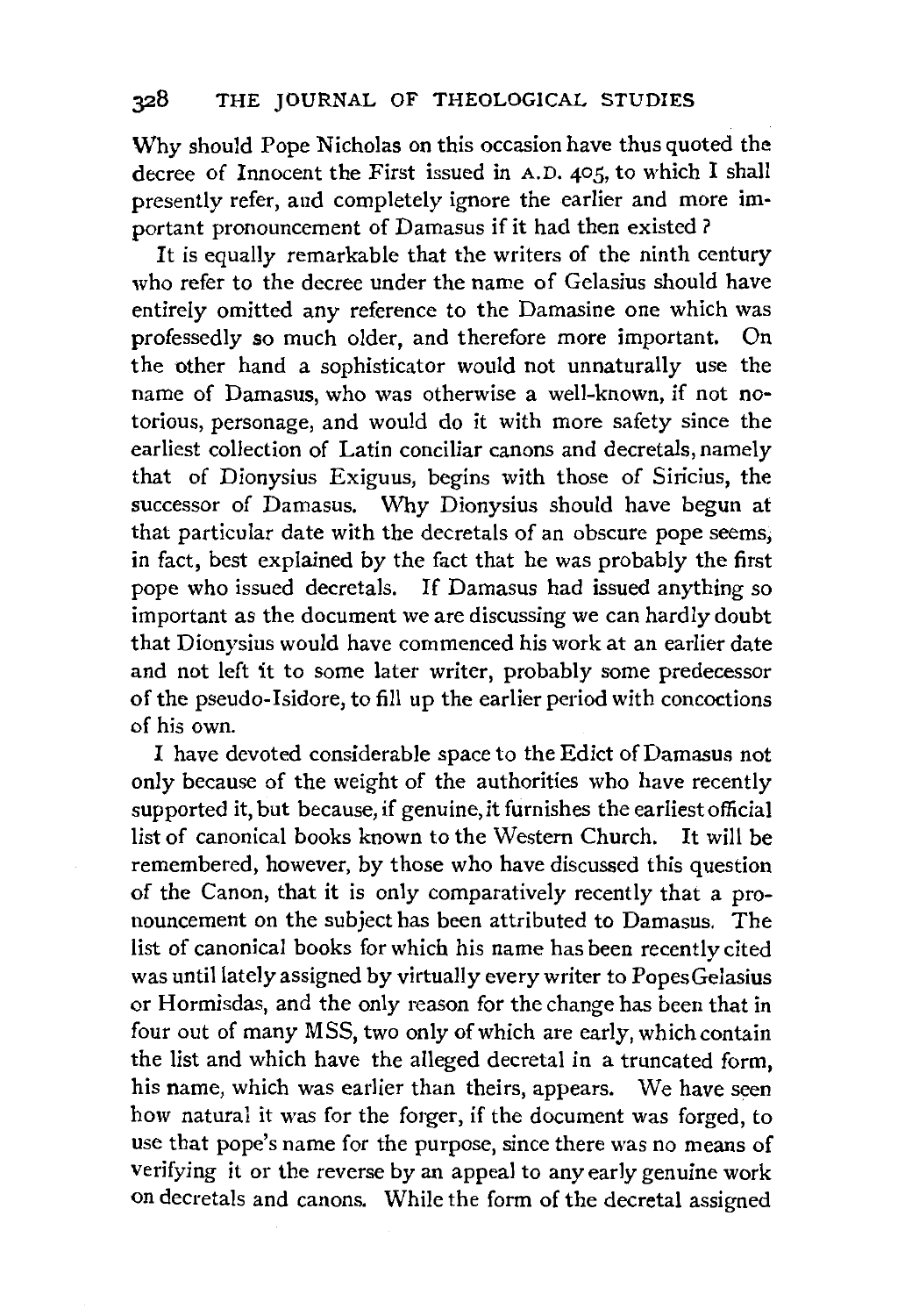Why should Pope Nicholas on this occasion have thus quoted the decree of Innocent the First issued in A.D. 405, to which I shall presently refer, and completely ignore the earlier and more important pronouncement of Damasus if it had then existed?

It is equally remarkable that the writers of the ninth century who refer to the decree under the name of Gelasius should have entirely omitted any reference to the Damasine one which was professedly so much older, and therefore more important. On the other hand a sophisticator would not unnaturally use the name of Damasus, who was otherwise a well-known, if not notorious, personage, and would do it with more safety since the earliest collection of Latin conciliar canons and decretals, namely that of Dionysius Exiguus, begins with those of Siricius, the successor of Damasus. Why Dionysius should have begun at that particular date with the decretals of an obscure pope seems, in fact, best explained by the fact that he was probably the first pope who issued decretals. If Damasus had issued anything so important as the document we are discussing we can hardly doubt that Dionysius would have commenced his work at an earlier date and not left it to some later writer, probably some predecessor of the pseudo-Isidore, to fill up the earlier period with concoctions of his own.

I have devoted considerable space to the Edict of Damasus not only because of the weight of the authorities who have recently supported it, but because, if genuine, it furnishes the earliest official list of canonical books known to the Western Church. It will be remembered, however, by those who have discussed this question of the Canon, that it is only comparatively recently that a pronouncement on the subject has been attributed to Damasus. The list of canonical books for which his name has been recently cited was until lately assigned by virtually every writer to Popes Gelasius or Hormisdas, and the only reason for the change has been that in four out of many MSS, two only of which are early, which contain the list and which have the alleged decretal in a truncated form, his name, which was earlier than theirs, appears. We have seen how natural it was for the forger, if the document was forged, to use that pope's name for the purpose, since there was no means of verifying it or the reverse by an appeal to any early genuine work on decretals and canons. While the form of the decretal assigned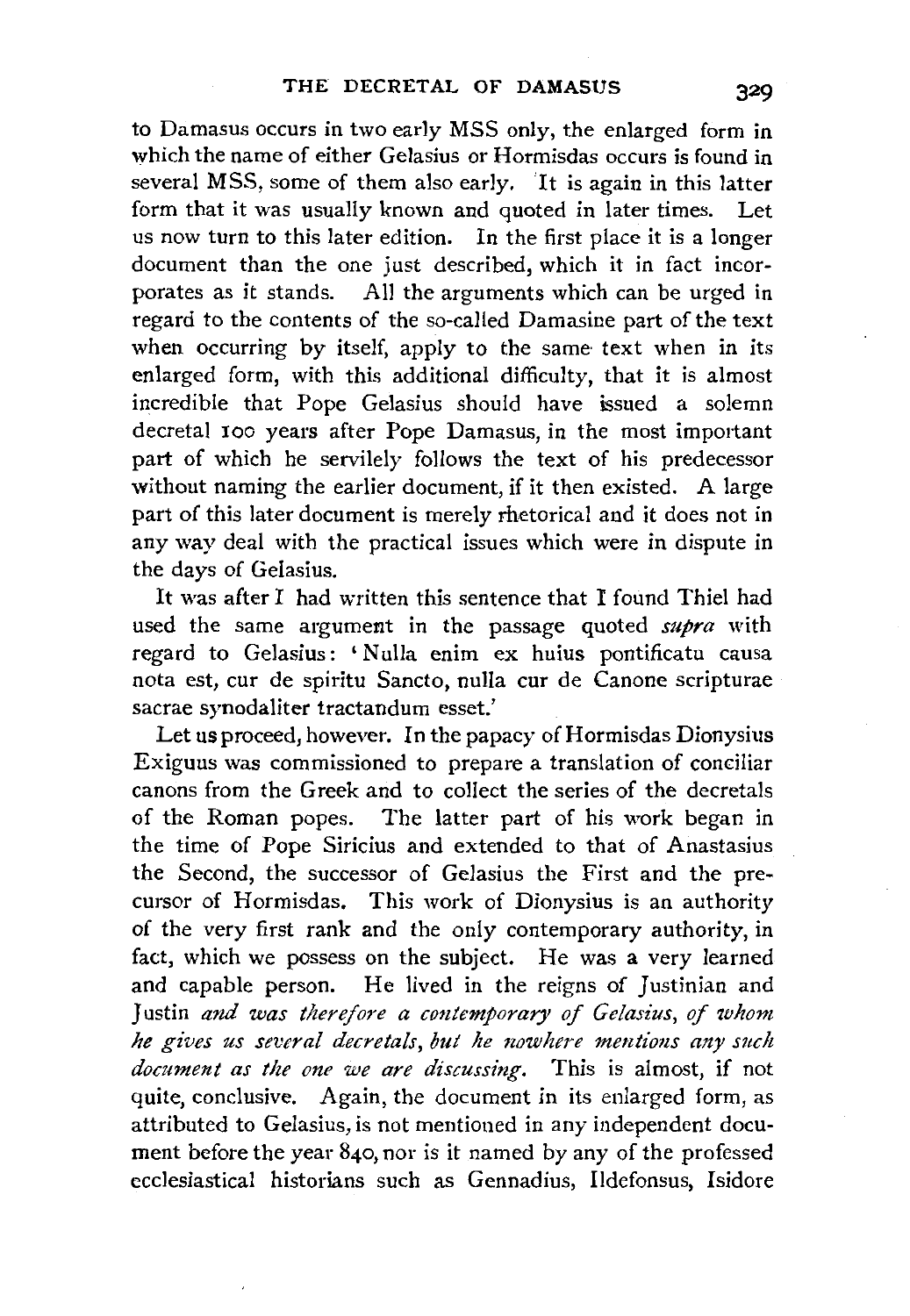to Damasus occurs in two early MSS only, the enlarged form in which the name of either Gelasius or Hormisdas occurs is found in several MSS, some of them also early. It is again in this latter form that it was usually known and quoted in later times. Let us now turn to this later edition. In the first place it is a longer document than the one just described, which it in fact incorporates as it stands. All the arguments which can be urged in regard to the contents of the so-called Damasine part of the text when occurring by itself, apply to the same text when in its enlarged form, with this additional difficulty, that it is almost incredible that Pope Gelasius should have issued a solemn decretal 100 years after Pope Damasus, in the most important part of which he servilely follows the text of his predecessor without naming the earlier document, if it then existed. A large part of this later document is merely rhetorical and it does not in any way deal with the practical issues which were in dispute in the days of Gelasius.

It was after I had written this sentence that I found Thiel had used the same argument in the passage quoted *supra* with regard to Gelasius: 'Nulla enim ex huius pontificatu causa nota est, cur de spiritu Sancto, nulla cur de Canone scripturae sacrae synodaliter tractandum esset.'

Let us proceed, however. In the papacy of Hormisdas Dionysius Exiguus was commissioned to prepare a translation of conciliar canons from the Greek and to collect the series of the decretals of the Roman popes. The latter part of his work began in the time of Pope Siricius and extended to that of Anastasius the Second, the successor of Gelasius the First and the precursor of Hormisdas. This work of Dionysius is an authority of the very first rank and the only contemporary authority, in fact, which we possess on the subject. He was a very learned and capable person. He lived in the reigns of Justinian and Justin *and was therefore a contemporary of Gelasius, of whom he gives us several decretals, but he nowhere mentions any such document as the one we are discussing*. This is almost, if not quite, conclusive. Again, the document in its enlarged form, as attributed to Gelasius, is not mentioned in any independent document before the year 840, nor is it named by any of the professed ecclesiastical historians such as Gennadius, Ildefonsus, Isidore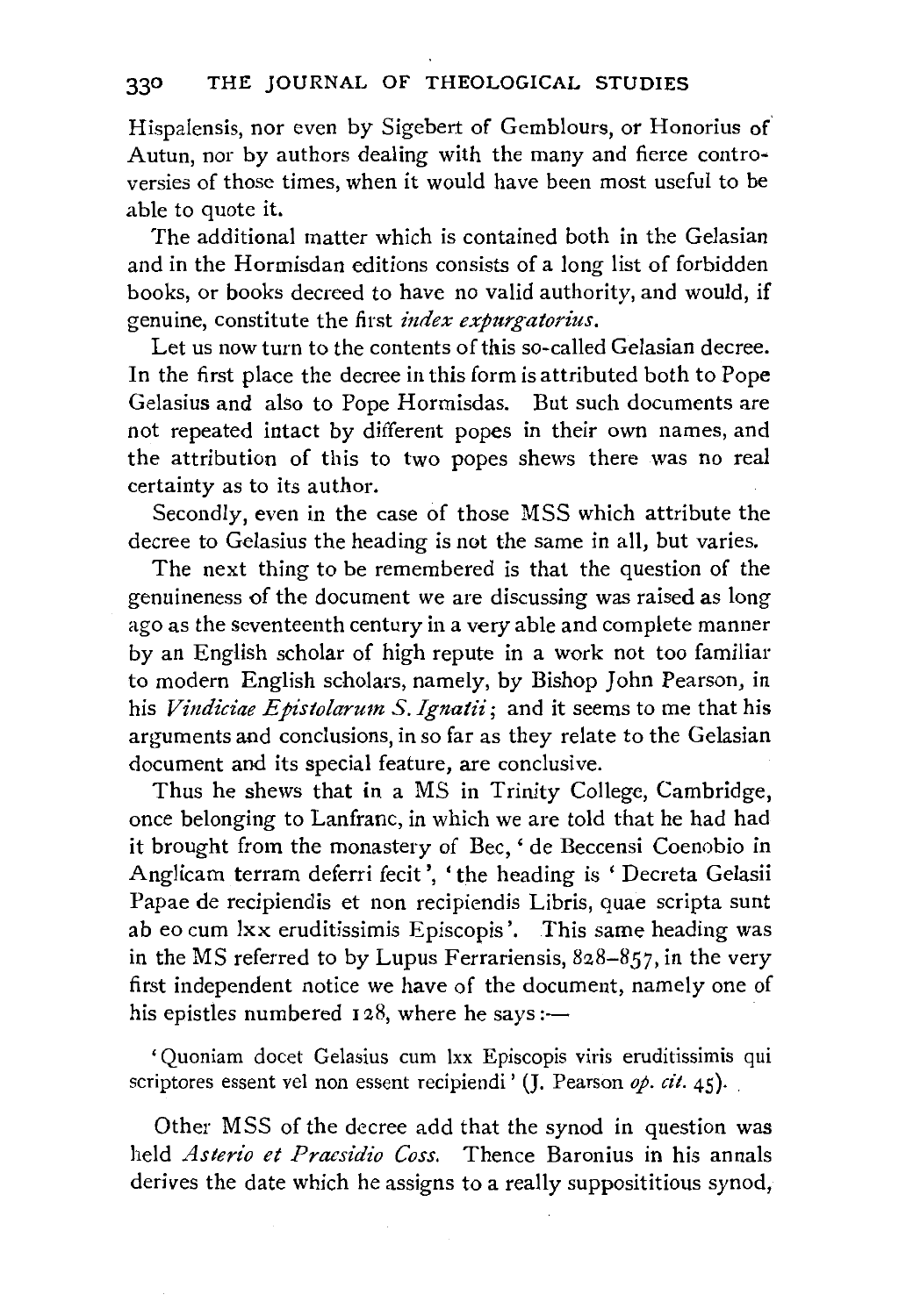Hispalensis, nor even by Sigebert of Gemblours, or Honorius of Autun, nor by authors dealing with the many and fierce controversies of those times, when it would have been most useful to be able to quote it.

The additional matter which is contained both in the Gelasian and in the Hormisdan editions consists of a long list of forbidden books, or books decreed to have no valid authority, and would, if genuine, constitute the first *index expurgatorius*.

Let us now turn to the contents of this so-called Gelasian decree. In the first place the decree in this form is attributed both to Pope Gelasius and also to Pope Hormisdas. But such documents are not repeated intact by different popes in their own names, and the attribution of this to two popes shews there was no real certainty as to its author.

Secondly, even in the case of those MSS which attribute the decree to Gelasius the heading is not the same in all, but varies.

The next thing to be remembered is that the question of the genuineness of the document we are discussing was raised as long ago as the seventeenth century in a very able and complete manner by an English scholar of high repute in a work not too familiar to modern English scholars, namely, by Bishop John Pearson, in his *Vindiciae Epistolarum S. Ignatii*; and it seems to me that his arguments and conclusions, in so far as they relate to the Gelasian document and its special feature, are conclusive.

Thus he shews that in a MS in Trinity College, Cambridge, once belonging to Lanfranc, in which we are told that he had had it brought from the monastery of Bec, 'de Beccensi Coenobio in Anglicam terram deferri fecit', 'the heading is 'Decreta Gelasii Papae de recipiendis et non recipiendis Libris, quae scripta sunt ab eo cum lxx eruditissimis Episcopis'. This same heading was in the MS referred to by Lupus Ferrariensis, 828–857, in the very first independent notice we have of the document, namely one of his epistles numbered 128, where he says:—

> 'Quoniam docet Gelasius cum lxx Episcopis viris eruditissimis qui scriptores essent vel non essent recipiendi' (J. Pearson *op. cit.* 45).

Other MSS of the decree add that the synod in question was held *Asterio et Praesidio Coss.* Thence Baronius in his annals derives the date which he assigns to a really supposititious synod,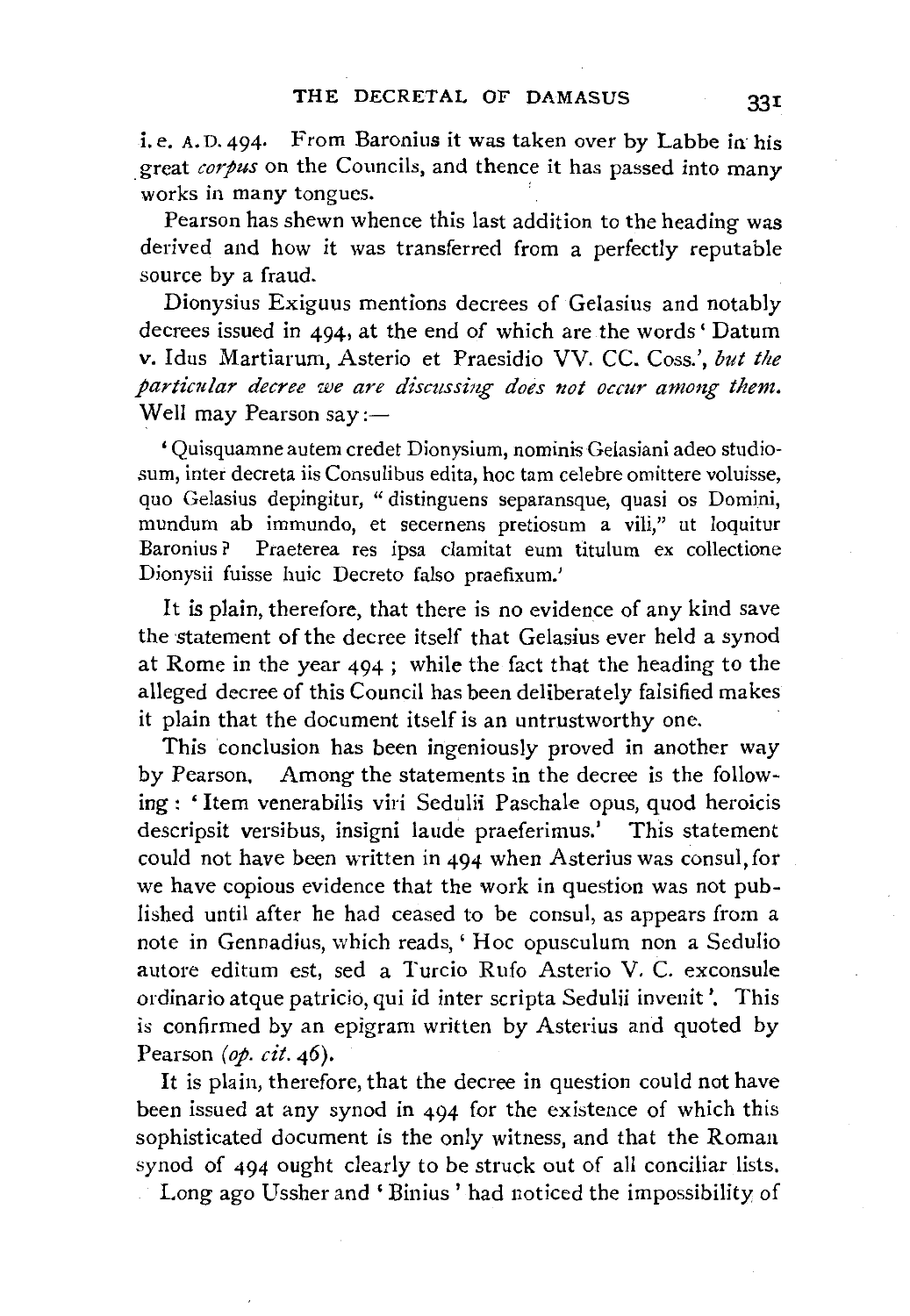i.e. A.D. 494. From Baronius it was taken over by Labbe in his great *corpus* on the Councils, and thence it has passed into many works in many tongues.

Pearson has shewn whence this last addition to the heading was derived and how it was transferred from a perfectly reputable source by a fraud.

Dionysius Exiguus mentions decrees of Gelasius and notably decrees issued in 494, at the end of which are the words 'Datum v. Idus Martiarum, Asterio et Praesidio VV. CC. Coss.', *but the particular decree we are discussing does not occur among them.* Well may Pearson say:—

> 'Quisquamne autem credet Dionysium, nominis Gelasiani adeo studiosum, inter decreta iis Consulibus edita, hoc tam celebre omittere voluisse, quo Gelasius depingitur, "distinguens separansque, quasi os Domini, mundum ab immundo, et secernens pretiosum a vili," ut loquitur Baronius? Praeterea res ipsa clamitat eum titulum ex collectione Dionysii fuisse huic Decreto falso praefixum.'

It is plain, therefore, that there is no evidence of any kind save the statement of the decree itself that Gelasius ever held a synod at Rome in the year 494; while the fact that the heading to the alleged decree of this Council has been deliberately falsified makes it plain that the document itself is an untrustworthy one.

This conclusion has been ingeniously proved in another way by Pearson. Among the statements in the decree is the following: 'Item venerabilis viri Sedulii Paschale opus, quod heroicis descripsit versibus, insigni laude praeferimus.' This statement could not have been written in 494 when Asterius was consul, for we have copious evidence that the work in question was not published until after he had ceased to be consul, as appears from a note in Gennadius, which reads, 'Hoc opusculum non a Sedulio autore editum est, sed a Turcio Rufo Asterio V. C. exconsule ordinario atque patricio, qui id inter scripta Sedulii invenit'. This is confirmed by an epigram written by Asterius and quoted by Pearson (*op. cit.* 46).

It is plain, therefore, that the decree in question could not have been issued at any synod in 494 for the existence of which this sophisticated document is the only witness, and that the Roman synod of 494 ought clearly to be struck out of all conciliar lists.

Long ago Ussher and 'Binius' had noticed the impossibility of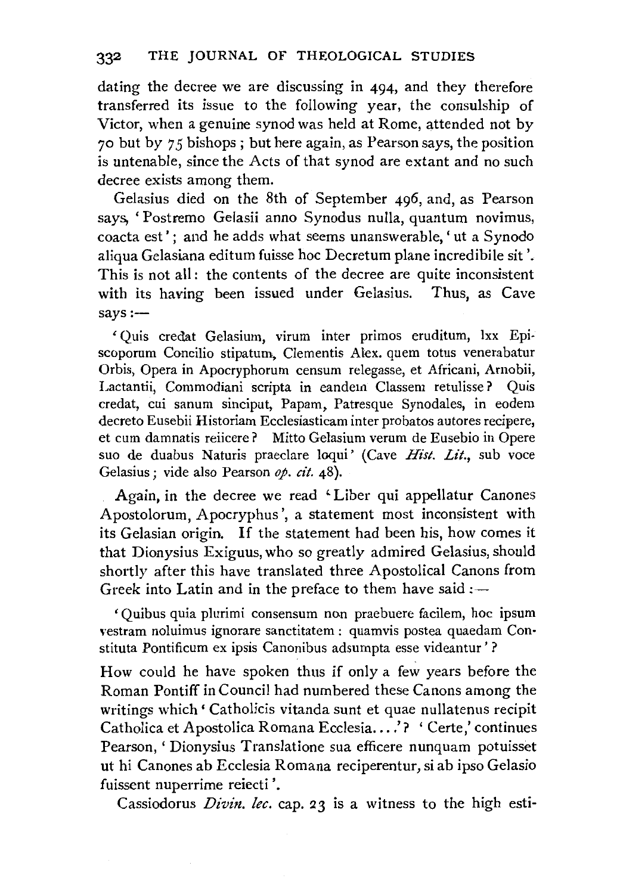dating the decree we are discussing in 494, and they therefore transferred its issue to the following year, the consulship of Victor, when a genuine synod was held at Rome, attended not by 70 but by 75 bishops; but here again, as Pearson says, the position is untenable, since the Acts of that synod are extant and no such decree exists among them.

Gelasius died on the 8th of September 496, and, as Pearson says, 'Postremo Gelasii anno Synodus nulla, quantum novimus, coacta est'; and he adds what seems unanswerable, 'ut a Synodo aliqua Gelasiana editum fuisse hoc Decretum plane incredibile sit'. This is not all: the contents of the decree are quite inconsistent with its having been issued under Gelasius. Thus, as Cave says:—

> 'Quis credat Gelasium, virum inter primos eruditum, lxx Episcoporum Concilio stipatum, Clementis Alex. quem totus venerabatur Orbis, Opera in Apocryphorum censum relegasse, et Africani, Arnobii, Lactantii, Commodiani scripta in eandem Classem retulisse? Quis credat, cui sanum sinciput, Papam, Patresque Synodales, in eodem decreto Eusebii Historiam Ecclesiasticam inter probatos autores recipere, et cum damnatis reiicere? Mitto Gelasium verum de Eusebio in Opere suo de duabus Naturis praeclare loqui' (Cave *Hist. Lit.*, sub voce Gelasius; vide also Pearson *op. cit.* 48).

Again, in the decree we read 'Liber qui appellatur Canones Apostolorum, Apocryphus', a statement most inconsistent with its Gelasian origin. If the statement had been his, how comes it that Dionysius Exiguus, who so greatly admired Gelasius, should shortly after this have translated three Apostolical Canons from Greek into Latin and in the preface to them have said:—

> 'Quibus quia plurimi consensum non praebuere facilem, hoc ipsum vestram noluimus ignorare sanctitatem: quamvis postea quaedam Constituta Pontificum ex ipsis Canonibus adsumpta esse videantur'?

How could he have spoken thus if only a few years before the Roman Pontiff in Council had numbered these Canons among the writings which 'Catholicis vitanda sunt et quae nullatenus recipit Catholica et Apostolica Romana Ecclesia....'? 'Certe,' continues Pearson, 'Dionysius Translatione sua efficere nunquam potuisset ut hi Canones ab Ecclesia Romana reciperentur, si ab ipso Gelasio fuissent nuperrime reiecti'.

Cassiodorus *Divin. lec.* cap. 23 is a witness to the high esti-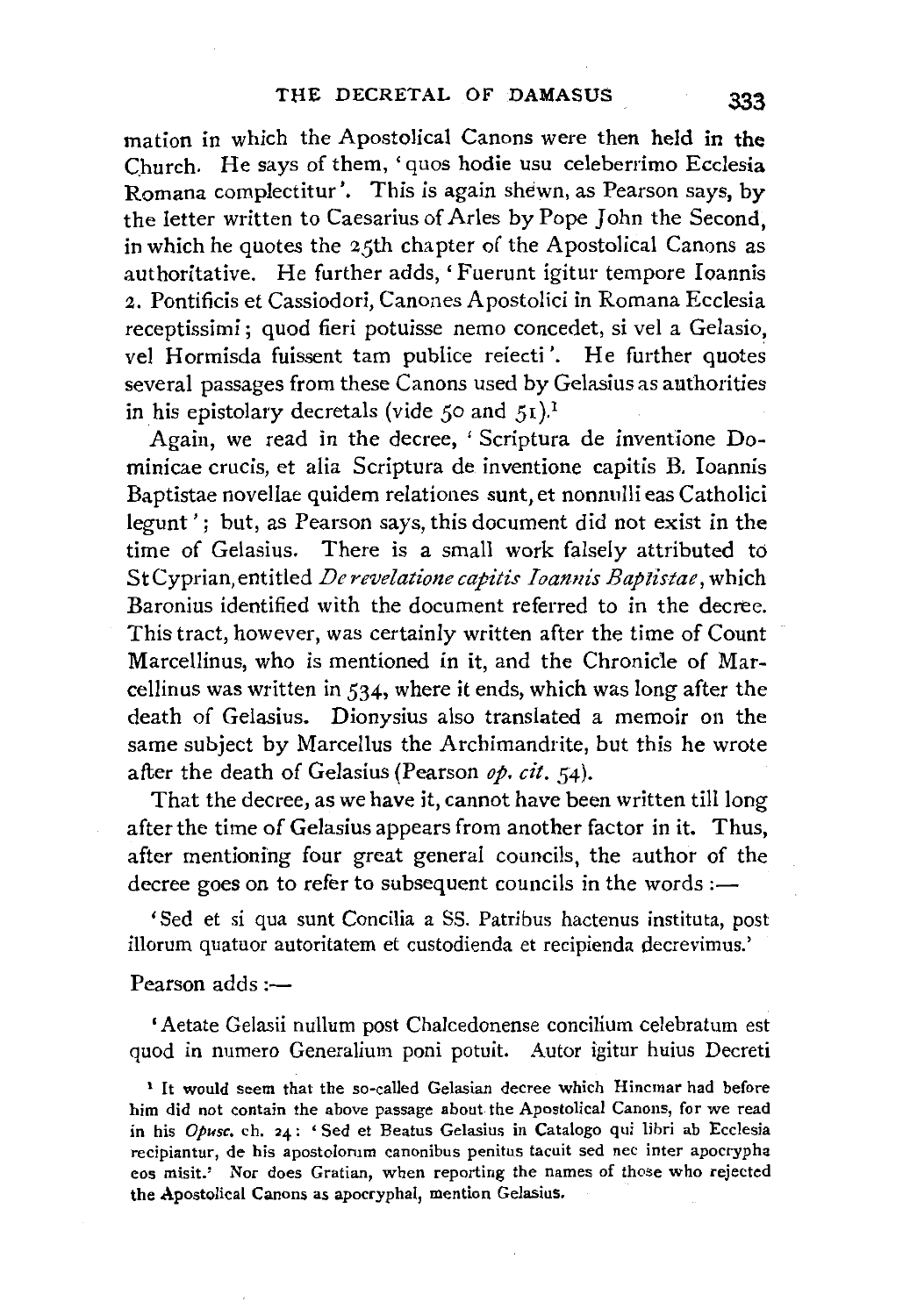mation in which the Apostolical Canons were then held in the Church. He says of them, 'quos hodie usu celeberrimo Ecclesia Romana complectitur'. This is again shewn, as Pearson says, by the letter written to Caesarius of Arles by Pope John the Second, in which he quotes the 25th chapter of the Apostolical Canons as authoritative. He further adds, 'Fuerunt igitur tempore Ioannis 2. Pontificis et Cassiodori, Canones Apostolici in Romana Ecclesia receptissimi; quod fieri potuisse nemo concedet, si vel a Gelasio, vel Hormisda fuissent tam publice reiecti'. He further quotes several passages from these Canons used by Gelasius as authorities in his epistolary decretals (vide 50 and 51).[1]

Again, we read in the decree, 'Scriptura de inventione Dominicae crucis, et alia Scriptura de inventione capitis B. Ioannis Baptistae novellae quidem relationes sunt, et nonnulli eas Catholici legunt'; but, as Pearson says, this document did not exist in the time of Gelasius. There is a small work falsely attributed to St Cyprian, entitled *De revelatione capitis Ioannis Baptistae*, which Baronius identified with the document referred to in the decree. This tract, however, was certainly written after the time of Count Marcellinus, who is mentioned in it, and the Chronicle of Marcellinus was written in 534, where it ends, which was long after the death of Gelasius. Dionysius also translated a memoir on the same subject by Marcellus the Archimandrite, but this he wrote after the death of Gelasius (Pearson *op. cit.* 54).

That the decree, as we have it, cannot have been written till long after the time of Gelasius appears from another factor in it. Thus, after mentioning four great general councils, the author of the decree goes on to refer to subsequent councils in the words :—

> 'Sed et si qua sunt Concilia a SS. Patribus hactenus instituta, post illorum quatuor autoritatem et custodienda et recipienda decrevimus.'

Pearson adds :—

> 'Aetate Gelasii nullum post Chalcedonense concilium celebratum est quod in numero Generalium poni potuit. Autor igitur huius Decreti

[1] It would seem that the so-called Gelasian decree which Hincmar had before him did not contain the above passage about the Apostolical Canons, for we read in his *Opusc.* ch. 24: 'Sed et Beatus Gelasius in Catalogo qui libri ab Ecclesia recipiantur, de his apostolorum canonibus penitus tacuit sed nec inter apocrypha eos misit.' Nor does Gratian, when reporting the names of those who rejected the Apostolical Canons as apocryphal, mention Gelasius.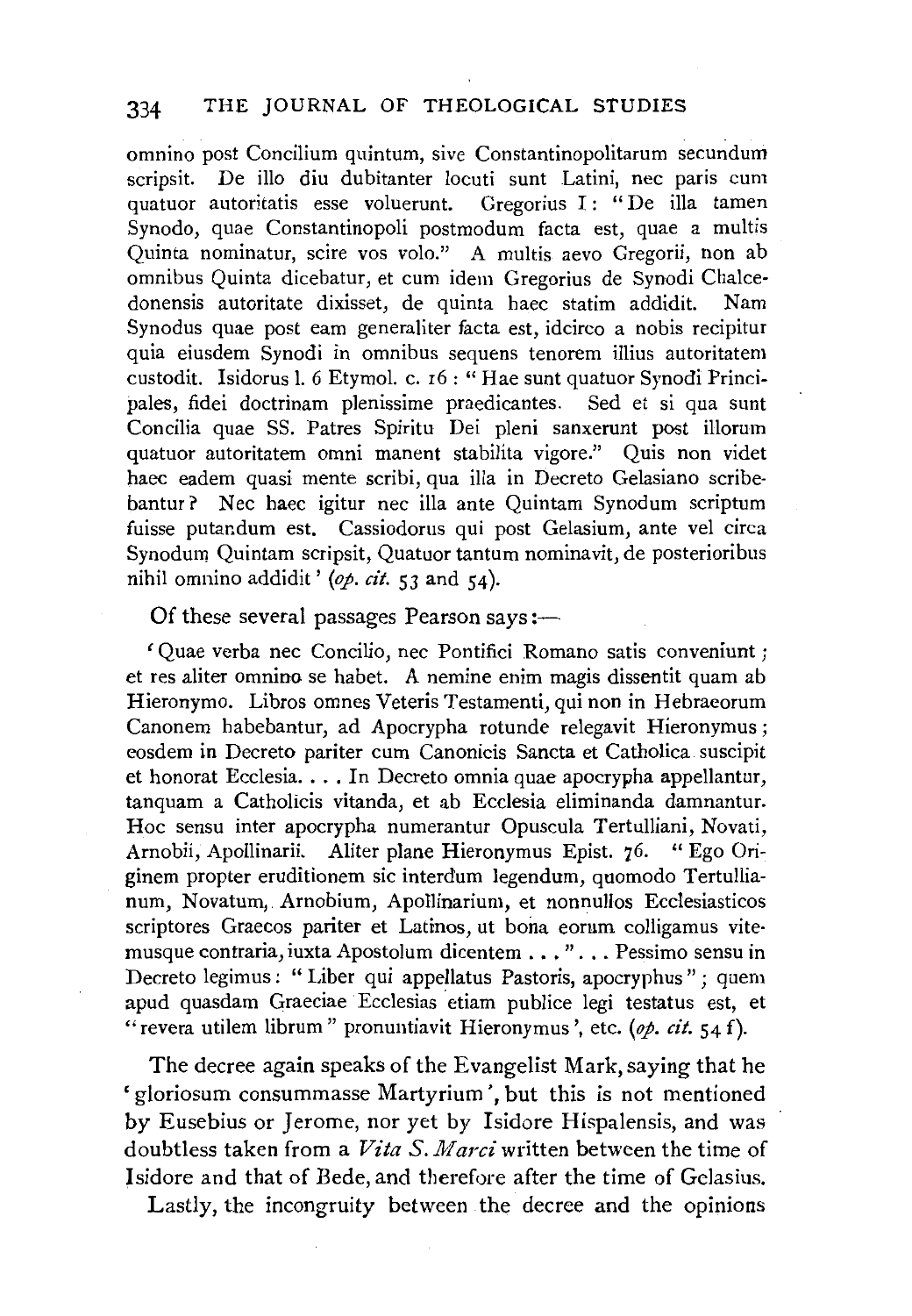omnino post Concilium quintum, sive Constantinopolitarum secundum scripsit. De illo diu dubitanter locuti sunt Latini, nec paris cum quatuor autoritatis esse voluerunt. Gregorius I: "De illa tamen Synodo, quae Constantinopoli postmodum facta est, quae a multis Quinta nominatur, scire vos volo." A multis aevo Gregorii, non ab omnibus Quinta dicebatur, et cum idem Gregorius de Synodi Chalcedonensis autoritate dixisset, de quinta haec statim addidit. Nam Synodus quae post eam generaliter facta est, idcirco a nobis recipitur quia eiusdem Synodi in omnibus sequens tenorem illius autoritatem custodit. Isidorus l. 6 Etymol. c. 16: "Hae sunt quatuor Synodi Principales, fidei doctrinam plenissime praedicantes. Sed et si qua sunt Concilia quae SS. Patres Spiritu Dei pleni sanxerunt post illorum quatuor autoritatem omni manent stabilita vigore." Quis non videt haec eadem quasi mente scribi, qua illa in Decreto Gelasiano scribebantur? Nec haec igitur nec illa ante Quintam Synodum scriptum fuisse putandum est. Cassiodorus qui post Gelasium, ante vel circa Synodum Quintam scripsit, Quatuor tantum nominavit, de posterioribus nihil omnino addidit' (*op. cit.* 53 and 54).

Of these several passages Pearson says:—

'Quae verba nec Concilio, nec Pontifici Romano satis conveniunt; et res aliter omnino se habet. A nemine enim magis dissentit quam ab Hieronymo. Libros omnes Veteris Testamenti, qui non in Hebraeorum Canonem habebantur, ad Apocrypha rotunde relegavit Hieronymus; eosdem in Decreto pariter cum Canonicis Sancta et Catholica suscipit et honorat Ecclesia. . . . In Decreto omnia quae apocrypha appellantur, tanquam a Catholicis vitanda, et ab Ecclesia eliminanda damnantur. Hoc sensu inter apocrypha numerantur Opuscula Tertulliani, Novati, Arnobii, Apollinarii. Aliter plane Hieronymus Epist. 76. "Ego Originem propter eruditionem sic interdum legendum, quomodo Tertullianum, Novatum, Arnobium, Apollinarium, et nonnullos Ecclesiasticos scriptores Graecos pariter et Latinos, ut bona eorum colligamus vitemusque contraria, iuxta Apostolum dicentem . . ." . . . Pessimo sensu in Decreto legimus: "Liber qui appellatus Pastoris, apocryphus"; quem apud quasdam Graeciae Ecclesias etiam publice legi testatus est, et "revera utilem librum" pronuntiavit Hieronymus', etc. (*op. cit.* 54 f).

The decree again speaks of the Evangelist Mark, saying that he 'gloriosum consummasse Martyrium', but this is not mentioned by Eusebius or Jerome, nor yet by Isidore Hispalensis, and was doubtless taken from a *Vita S. Marci* written between the time of Isidore and that of Bede, and therefore after the time of Gelasius.

Lastly, the incongruity between the decree and the opinions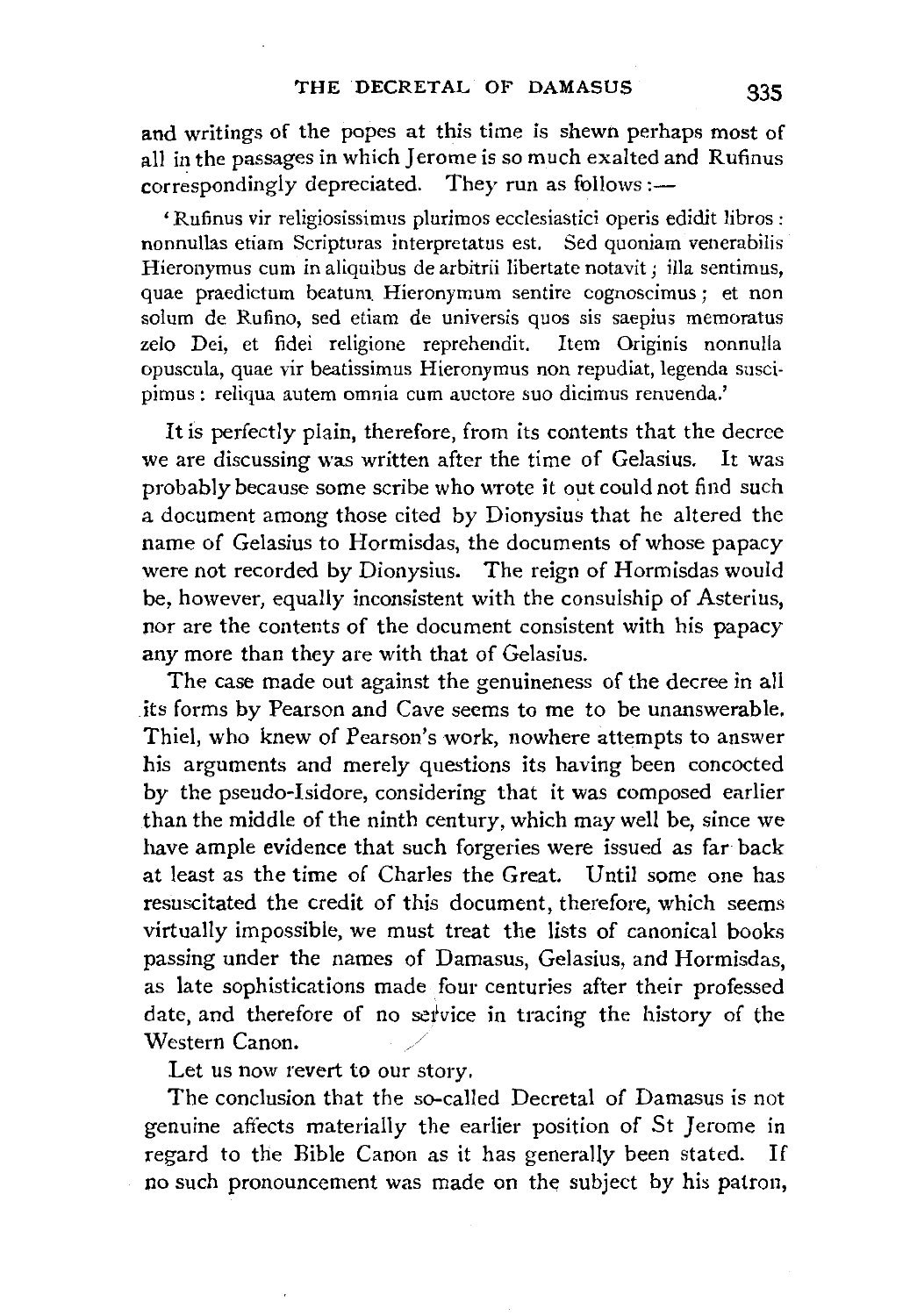and writings of the popes at this time is shewn perhaps most of all in the passages in which Jerome is so much exalted and Rufinus correspondingly depreciated. They run as follows :—

> 'Rufinus vir religiosissimus plurimos ecclesiastici operis edidit libros: nonnullas etiam Scripturas interpretatus est. Sed quoniam venerabilis Hieronymus cum in aliquibus de arbitrii libertate notavit; illa sentimus, quae praedictum beatum Hieronymum sentire cognoscimus; et non solum de Rufino, sed etiam de universis quos sis saepius memoratus zelo Dei, et fidei religione reprehendit. Item Originis nonnulla opuscula, quae vir beatissimus Hieronymus non repudiat, legenda suscipimus: reliqua autem omnia cum auctore suo dicimus renuenda.'

It is perfectly plain, therefore, from its contents that the decree we are discussing was written after the time of Gelasius. It was probably because some scribe who wrote it out could not find such a document among those cited by Dionysius that he altered the name of Gelasius to Hormisdas, the documents of whose papacy were not recorded by Dionysius. The reign of Hormisdas would be, however, equally inconsistent with the consulship of Asterius, nor are the contents of the document consistent with his papacy any more than they are with that of Gelasius.

The case made out against the genuineness of the decree in all its forms by Pearson and Cave seems to me to be unanswerable. Thiel, who knew of Pearson's work, nowhere attempts to answer his arguments and merely questions its having been concocted by the pseudo-Isidore, considering that it was composed earlier than the middle of the ninth century, which may well be, since we have ample evidence that such forgeries were issued as far back at least as the time of Charles the Great. Until some one has resuscitated the credit of this document, therefore, which seems virtually impossible, we must treat the lists of canonical books passing under the names of Damasus, Gelasius, and Hormisdas, as late sophistications made four centuries after their professed date, and therefore of no service in tracing the history of the Western Canon.

Let us now revert to our story.

The conclusion that the so-called Decretal of Damasus is not genuine affects materially the earlier position of St Jerome in regard to the Bible Canon as it has generally been stated. If no such pronouncement was made on the subject by his patron,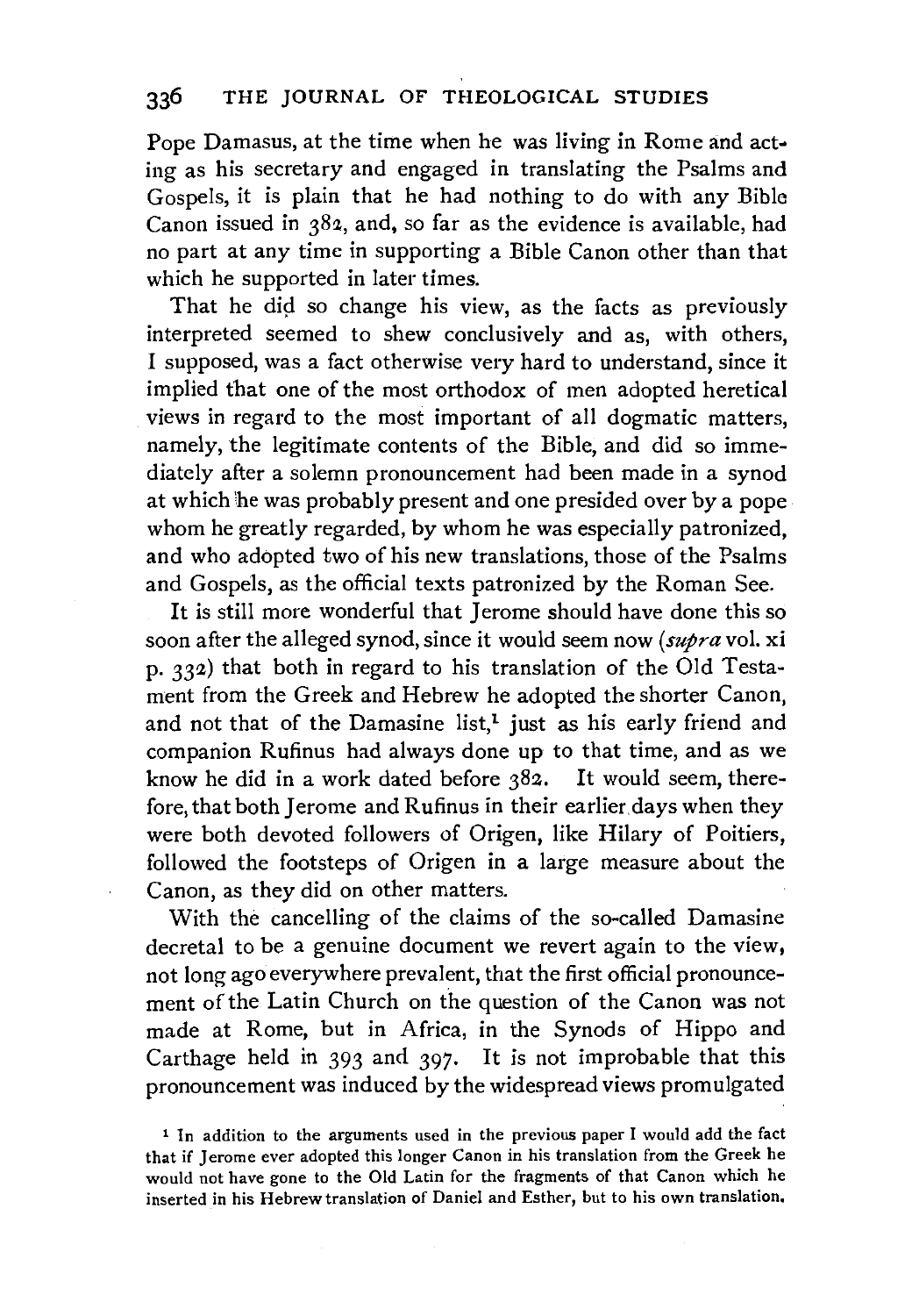Pope Damasus, at the time when he was living in Rome and acting as his secretary and engaged in translating the Psalms and Gospels, it is plain that he had nothing to do with any Bible Canon issued in 382, and, so far as the evidence is available, had no part at any time in supporting a Bible Canon other than that which he supported in later times.

That he did so change his view, as the facts as previously interpreted seemed to shew conclusively and as, with others, I supposed, was a fact otherwise very hard to understand, since it implied that one of the most orthodox of men adopted heretical views in regard to the most important of all dogmatic matters, namely, the legitimate contents of the Bible, and did so immediately after a solemn pronouncement had been made in a synod at which he was probably present and one presided over by a pope whom he greatly regarded, by whom he was especially patronized, and who adopted two of his new translations, those of the Psalms and Gospels, as the official texts patronized by the Roman See.

It is still more wonderful that Jerome should have done this so soon after the alleged synod, since it would seem now (*supra* vol. xi p. 332) that both in regard to his translation of the Old Testament from the Greek and Hebrew he adopted the shorter Canon, and not that of the Damasine list,[1] just as his early friend and companion Rufinus had always done up to that time, and as we know he did in a work dated before 382. It would seem, therefore, that both Jerome and Rufinus in their earlier days when they were both devoted followers of Origen, like Hilary of Poitiers, followed the footsteps of Origen in a large measure about the Canon, as they did on other matters.

With the cancelling of the claims of the so-called Damasine decretal to be a genuine document we revert again to the view, not long ago everywhere prevalent, that the first official pronouncement of the Latin Church on the question of the Canon was not made at Rome, but in Africa, in the Synods of Hippo and Carthage held in 393 and 397. It is not improbable that this pronouncement was induced by the widespread views promulgated

[1] In addition to the arguments used in the previous paper I would add the fact that if Jerome ever adopted this longer Canon in his translation from the Greek he would not have gone to the Old Latin for the fragments of that Canon which he inserted in his Hebrew translation of Daniel and Esther, but to his own translation.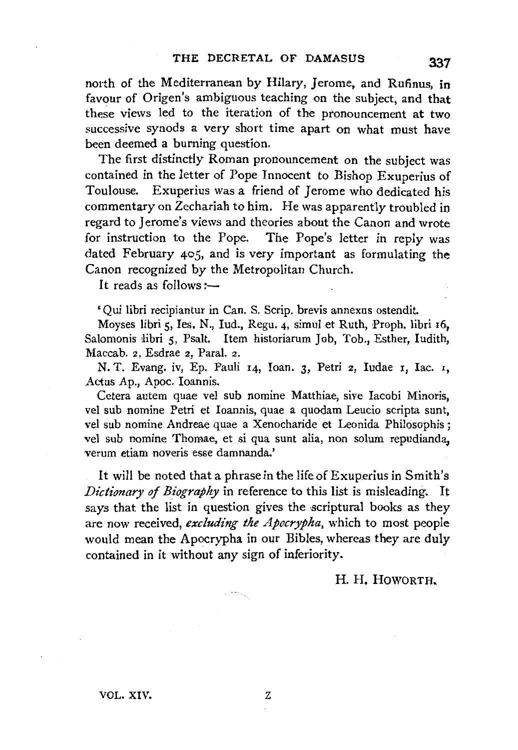north of the Mediterranean by Hilary, Jerome, and Rufinus, in favour of Origen's ambiguous teaching on the subject, and that these views led to the iteration of the pronouncement at two successive synods a very short time apart on what must have been deemed a burning question.

The first distinctly Roman pronouncement on the subject was contained in the letter of Pope Innocent to Bishop Exuperius of Toulouse. Exuperius was a friend of Jerome who dedicated his commentary on Zechariah to him. He was apparently troubled in regard to Jerome's views and theories about the Canon and wrote for instruction to the Pope. The Pope's letter in reply was dated February 405, and is very important as formulating the Canon recognized by the Metropolitan Church.

It reads as follows:—

'Qui libri recipiantur in Can. S. Scrip. brevis annexus ostendit.

Moyses libri 5, Ies. N., Iud., Regu. 4, simul et Ruth, Proph. libri 16, Salomonis libri 5, Psalt. Item historiarum Job, Tob., Esther, Iudith, Maccab. 2, Esdrae 2, Paral. 2.

N. T. Evang. iv, Ep. Pauli 14, Ioan. 3, Petri 2, Iudae 1, Iac. 1, Actus Ap., Apoc. Ioannis.

Cetera autem quae vel sub nomine Matthiae, sive Iacobi Minoris, vel sub nomine Petri et Ioannis, quae a quodam Leucio scripta sunt, vel sub nomine Andreae quae a Xenocharide et Leonida Philosophis; vel sub nomine Thomae, et si qua sunt alia, non solum repudianda, verum etiam noveris esse damnanda.'

It will be noted that a phrase in the life of Exuperius in Smith's *Dictionary of Biography* in reference to this list is misleading. It says that the list in question gives the scriptural books as they are now received, *excluding the Apocrypha*, which to most people would mean the Apocrypha in our Bibles, whereas they are duly contained in it without any sign of inferiority.

H. H. HOWORTH.